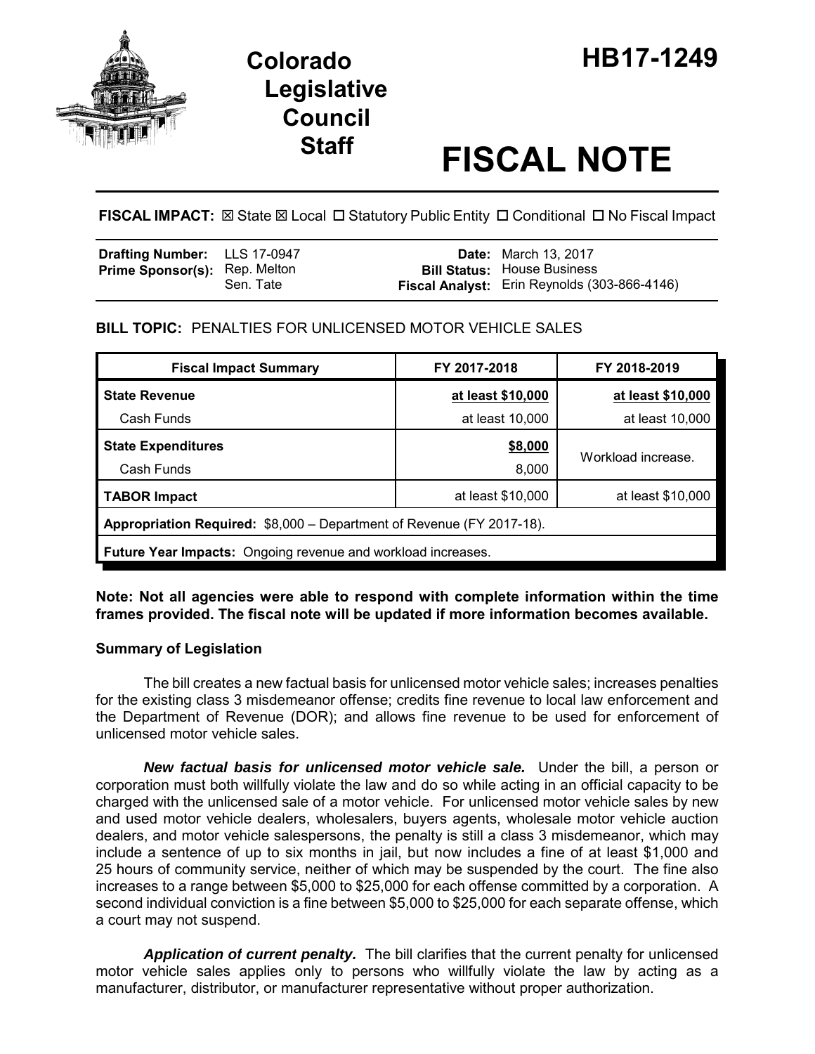# Colorado Legislative Council Staff

# HB17-1249

# FISCAL NOTE

**FISCAL IMPACT:** ☒ State ☒ Local ☐ Statutory Public Entity ☐ Conditional ☐ No Fiscal Impact

| | | | |
|---|---|---|---|
| **Drafting Number:** | LLS 17-0947 | **Date:** | March 13, 2017 |
| **Prime Sponsor(s):** | Rep. Melton<br>Sen. Tate | **Bill Status:** | House Business |
| | | **Fiscal Analyst:** | Erin Reynolds (303-866-4146) |

**BILL TOPIC:** PENALTIES FOR UNLICENSED MOTOR VEHICLE SALES

| Fiscal Impact Summary | FY 2017-2018 | FY 2018-2019 |
|---|---|---|
| **State Revenue** | **at least $10,000** | **at least $10,000** |
| Cash Funds | at least 10,000 | at least 10,000 |
| **State Expenditures** | **$8,000** | Workload increase. |
| Cash Funds | 8,000 | |
| **TABOR Impact** | at least $10,000 | at least $10,000 |
| **Appropriation Required:** $8,000 – Department of Revenue (FY 2017-18). | | |
| **Future Year Impacts:** Ongoing revenue and workload increases. | | |

**Note: Not all agencies were able to respond with complete information within the time frames provided. The fiscal note will be updated if more information becomes available.**

### Summary of Legislation

The bill creates a new factual basis for unlicensed motor vehicle sales; increases penalties for the existing class 3 misdemeanor offense; credits fine revenue to local law enforcement and the Department of Revenue (DOR); and allows fine revenue to be used for enforcement of unlicensed motor vehicle sales.

***New factual basis for unlicensed motor vehicle sale.*** Under the bill, a person or corporation must both willfully violate the law and do so while acting in an official capacity to be charged with the unlicensed sale of a motor vehicle. For unlicensed motor vehicle sales by new and used motor vehicle dealers, wholesalers, buyers agents, wholesale motor vehicle auction dealers, and motor vehicle salespersons, the penalty is still a class 3 misdemeanor, which may include a sentence of up to six months in jail, but now includes a fine of at least $1,000 and 25 hours of community service, neither of which may be suspended by the court. The fine also increases to a range between $5,000 to $25,000 for each offense committed by a corporation. A second individual conviction is a fine between $5,000 to $25,000 for each separate offense, which a court may not suspend.

***Application of current penalty.*** The bill clarifies that the current penalty for unlicensed motor vehicle sales applies only to persons who willfully violate the law by acting as a manufacturer, distributor, or manufacturer representative without proper authorization.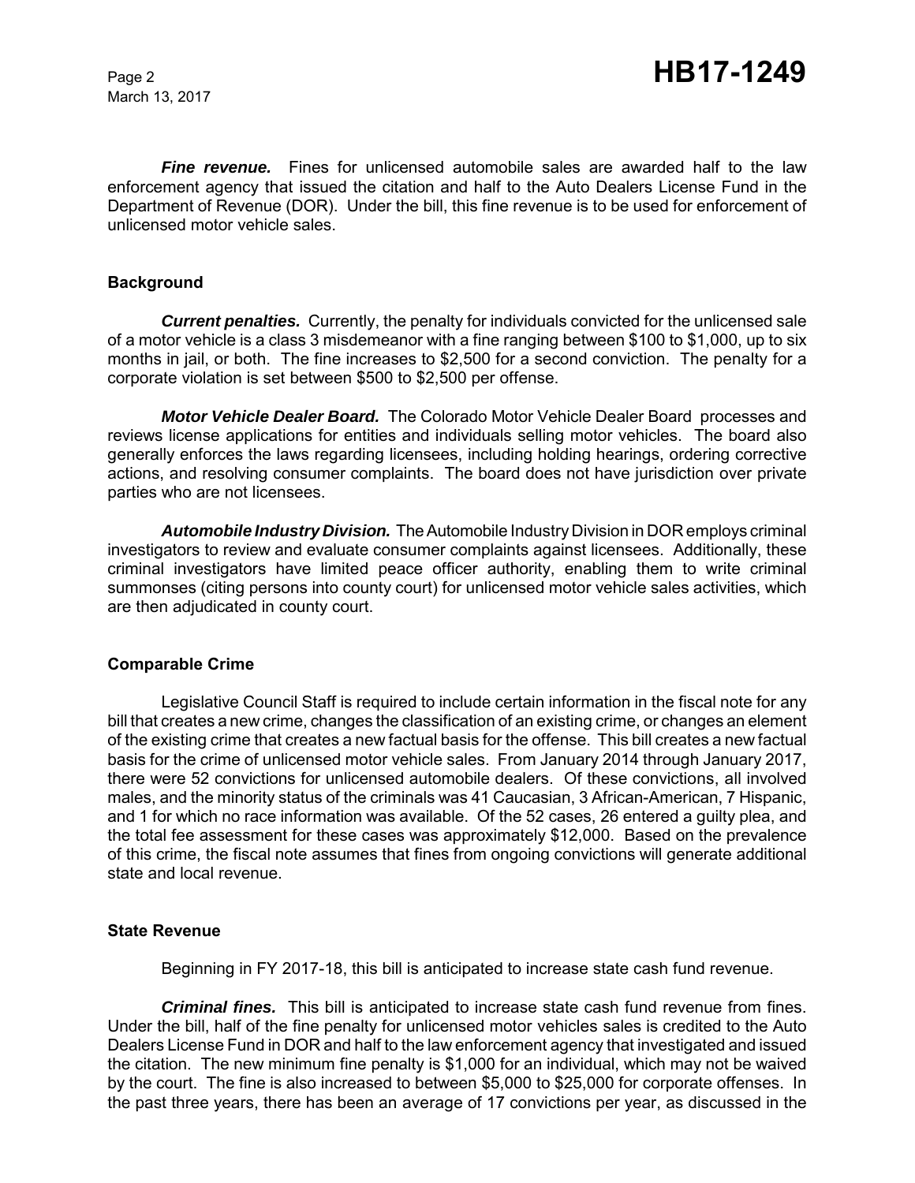***Fine revenue.*** Fines for unlicensed automobile sales are awarded half to the law enforcement agency that issued the citation and half to the Auto Dealers License Fund in the Department of Revenue (DOR). Under the bill, this fine revenue is to be used for enforcement of unlicensed motor vehicle sales.

### Background

***Current penalties.*** Currently, the penalty for individuals convicted for the unlicensed sale of a motor vehicle is a class 3 misdemeanor with a fine ranging between $100 to $1,000, up to six months in jail, or both. The fine increases to $2,500 for a second conviction. The penalty for a corporate violation is set between $500 to $2,500 per offense.

***Motor Vehicle Dealer Board.*** The Colorado Motor Vehicle Dealer Board processes and reviews license applications for entities and individuals selling motor vehicles. The board also generally enforces the laws regarding licensees, including holding hearings, ordering corrective actions, and resolving consumer complaints. The board does not have jurisdiction over private parties who are not licensees.

***Automobile Industry Division.*** The Automobile Industry Division in DOR employs criminal investigators to review and evaluate consumer complaints against licensees. Additionally, these criminal investigators have limited peace officer authority, enabling them to write criminal summonses (citing persons into county court) for unlicensed motor vehicle sales activities, which are then adjudicated in county court.

### Comparable Crime

Legislative Council Staff is required to include certain information in the fiscal note for any bill that creates a new crime, changes the classification of an existing crime, or changes an element of the existing crime that creates a new factual basis for the offense. This bill creates a new factual basis for the crime of unlicensed motor vehicle sales. From January 2014 through January 2017, there were 52 convictions for unlicensed automobile dealers. Of these convictions, all involved males, and the minority status of the criminals was 41 Caucasian, 3 African-American, 7 Hispanic, and 1 for which no race information was available. Of the 52 cases, 26 entered a guilty plea, and the total fee assessment for these cases was approximately $12,000. Based on the prevalence of this crime, the fiscal note assumes that fines from ongoing convictions will generate additional state and local revenue.

### State Revenue

Beginning in FY 2017-18, this bill is anticipated to increase state cash fund revenue.

***Criminal fines.*** This bill is anticipated to increase state cash fund revenue from fines. Under the bill, half of the fine penalty for unlicensed motor vehicles sales is credited to the Auto Dealers License Fund in DOR and half to the law enforcement agency that investigated and issued the citation. The new minimum fine penalty is $1,000 for an individual, which may not be waived by the court. The fine is also increased to between $5,000 to $25,000 for corporate offenses. In the past three years, there has been an average of 17 convictions per year, as discussed in the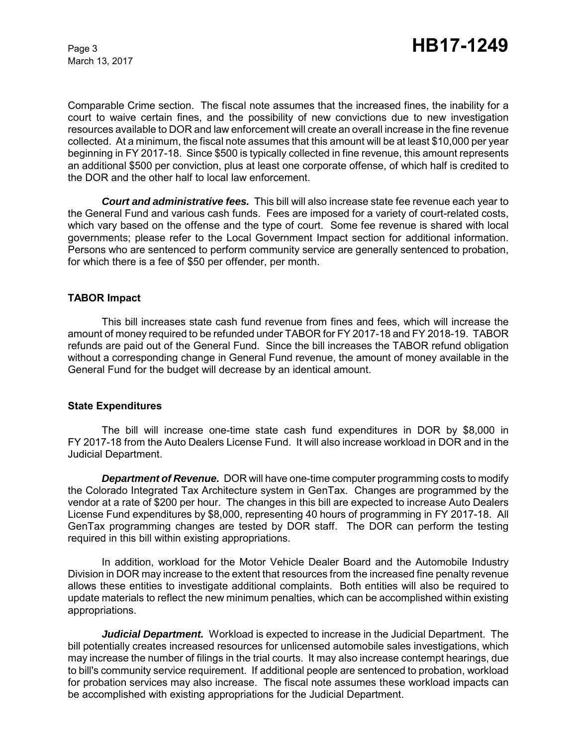Comparable Crime section. The fiscal note assumes that the increased fines, the inability for a court to waive certain fines, and the possibility of new convictions due to new investigation resources available to DOR and law enforcement will create an overall increase in the fine revenue collected. At a minimum, the fiscal note assumes that this amount will be at least $10,000 per year beginning in FY 2017-18. Since $500 is typically collected in fine revenue, this amount represents an additional $500 per conviction, plus at least one corporate offense, of which half is credited to the DOR and the other half to local law enforcement.

***Court and administrative fees.*** This bill will also increase state fee revenue each year to the General Fund and various cash funds. Fees are imposed for a variety of court-related costs, which vary based on the offense and the type of court. Some fee revenue is shared with local governments; please refer to the Local Government Impact section for additional information. Persons who are sentenced to perform community service are generally sentenced to probation, for which there is a fee of $50 per offender, per month.

## TABOR Impact

This bill increases state cash fund revenue from fines and fees, which will increase the amount of money required to be refunded under TABOR for FY 2017-18 and FY 2018-19. TABOR refunds are paid out of the General Fund. Since the bill increases the TABOR refund obligation without a corresponding change in General Fund revenue, the amount of money available in the General Fund for the budget will decrease by an identical amount.

## State Expenditures

The bill will increase one-time state cash fund expenditures in DOR by $8,000 in FY 2017-18 from the Auto Dealers License Fund. It will also increase workload in DOR and in the Judicial Department.

***Department of Revenue.*** DOR will have one-time computer programming costs to modify the Colorado Integrated Tax Architecture system in GenTax. Changes are programmed by the vendor at a rate of $200 per hour. The changes in this bill are expected to increase Auto Dealers License Fund expenditures by $8,000, representing 40 hours of programming in FY 2017-18. All GenTax programming changes are tested by DOR staff. The DOR can perform the testing required in this bill within existing appropriations.

In addition, workload for the Motor Vehicle Dealer Board and the Automobile Industry Division in DOR may increase to the extent that resources from the increased fine penalty revenue allows these entities to investigate additional complaints. Both entities will also be required to update materials to reflect the new minimum penalties, which can be accomplished within existing appropriations.

***Judicial Department.*** Workload is expected to increase in the Judicial Department. The bill potentially creates increased resources for unlicensed automobile sales investigations, which may increase the number of filings in the trial courts. It may also increase contempt hearings, due to bill's community service requirement. If additional people are sentenced to probation, workload for probation services may also increase. The fiscal note assumes these workload impacts can be accomplished with existing appropriations for the Judicial Department.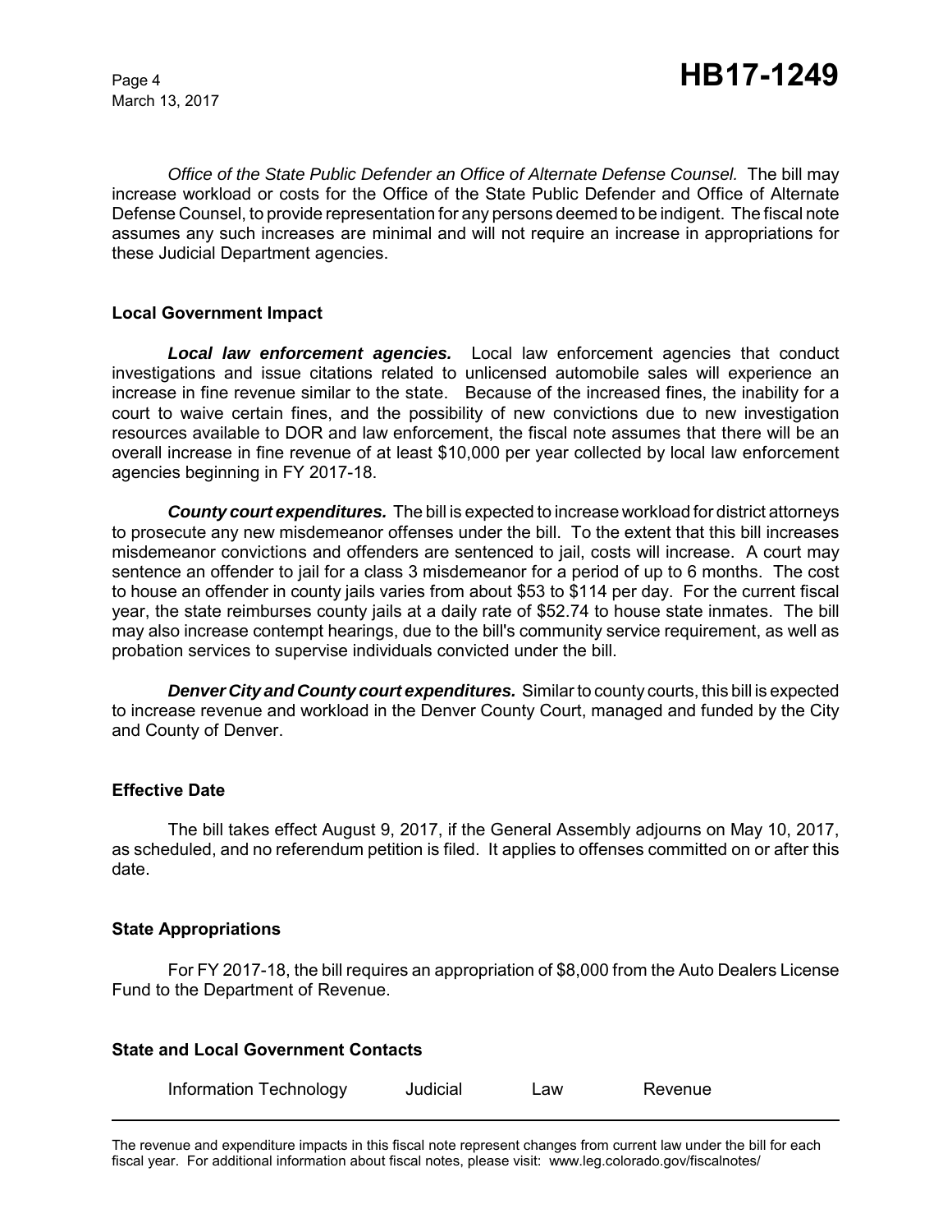*Office of the State Public Defender an Office of Alternate Defense Counsel.* The bill may increase workload or costs for the Office of the State Public Defender and Office of Alternate Defense Counsel, to provide representation for any persons deemed to be indigent. The fiscal note assumes any such increases are minimal and will not require an increase in appropriations for these Judicial Department agencies.

## Local Government Impact

***Local law enforcement agencies.*** Local law enforcement agencies that conduct investigations and issue citations related to unlicensed automobile sales will experience an increase in fine revenue similar to the state. Because of the increased fines, the inability for a court to waive certain fines, and the possibility of new convictions due to new investigation resources available to DOR and law enforcement, the fiscal note assumes that there will be an overall increase in fine revenue of at least $10,000 per year collected by local law enforcement agencies beginning in FY 2017-18.

***County court expenditures.*** The bill is expected to increase workload for district attorneys to prosecute any new misdemeanor offenses under the bill. To the extent that this bill increases misdemeanor convictions and offenders are sentenced to jail, costs will increase. A court may sentence an offender to jail for a class 3 misdemeanor for a period of up to 6 months. The cost to house an offender in county jails varies from about $53 to $114 per day. For the current fiscal year, the state reimburses county jails at a daily rate of $52.74 to house state inmates. The bill may also increase contempt hearings, due to the bill's community service requirement, as well as probation services to supervise individuals convicted under the bill.

***Denver City and County court expenditures.*** Similar to county courts, this bill is expected to increase revenue and workload in the Denver County Court, managed and funded by the City and County of Denver.

## Effective Date

The bill takes effect August 9, 2017, if the General Assembly adjourns on May 10, 2017, as scheduled, and no referendum petition is filed. It applies to offenses committed on or after this date.

## State Appropriations

For FY 2017-18, the bill requires an appropriation of $8,000 from the Auto Dealers License Fund to the Department of Revenue.

## State and Local Government Contacts

Information Technology    Judicial    Law    Revenue

The revenue and expenditure impacts in this fiscal note represent changes from current law under the bill for each fiscal year. For additional information about fiscal notes, please visit: www.leg.colorado.gov/fiscalnotes/